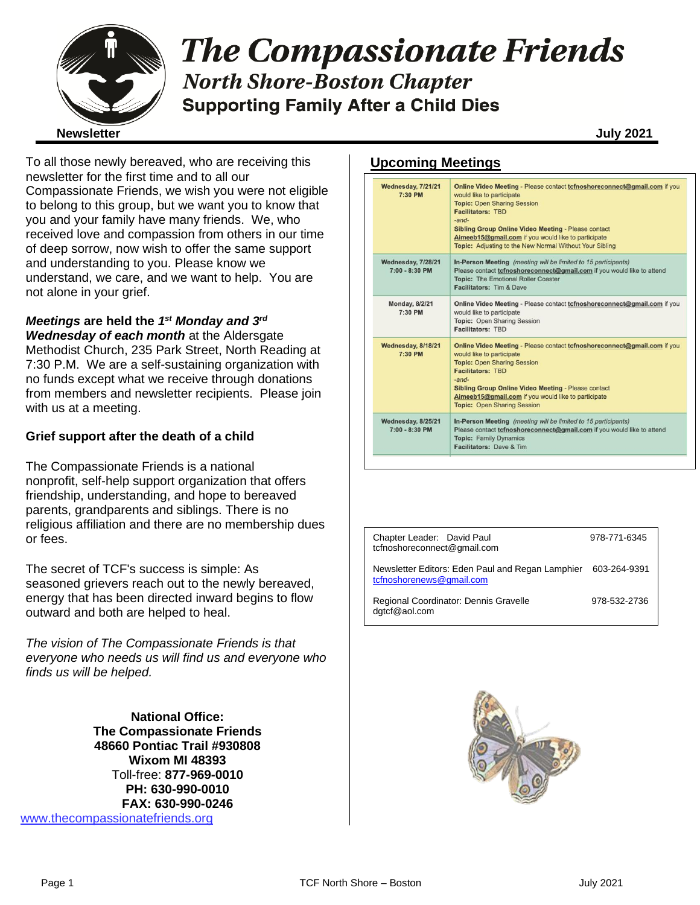# The Compassionate Friends

## North Shore-Boston Chapter

### Supporting Family After a Child Dies

**Newsletter** **July 2021**

To all those newly bereaved, who are receiving this newsletter for the first time and to all our Compassionate Friends, we wish you were not eligible to belong to this group, but we want you to know that you and your family have many friends. We, who received love and compassion from others in our time of deep sorrow, now wish to offer the same support and understanding to you. Please know we understand, we care, and we want to help. You are not alone in your grief.

***Meetings* are held the *1st Monday and 3rd Wednesday of each month*** at the Aldersgate Methodist Church, 235 Park Street, North Reading at 7:30 P.M. We are a self-sustaining organization with no funds except what we receive through donations from members and newsletter recipients. Please join with us at a meeting.

**Grief support after the death of a child**

The Compassionate Friends is a national nonprofit, self-help support organization that offers friendship, understanding, and hope to bereaved parents, grandparents and siblings. There is no religious affiliation and there are no membership dues or fees.

The secret of TCF's success is simple: As seasoned grievers reach out to the newly bereaved, energy that has been directed inward begins to flow outward and both are helped to heal.

*The vision of The Compassionate Friends is that everyone who needs us will find us and everyone who finds us will be helped.*

**National Office:**
**The Compassionate Friends**
**48660 Pontiac Trail #930808**
**Wixom MI 48393**
Toll-free: **877-969-0010**
**PH: 630-990-0010**
**FAX: 630-990-0246**
www.thecompassionatefriends.org

## Upcoming Meetings

| Date | Details |
|---|---|
| **Wednesday, 7/21/21 7:30 PM** | **Online Video Meeting** - Please contact **tcfnoshoreconnect@gmail.com** if you would like to participate<br>**Topic:** Open Sharing Session<br>**Facilitators:** TBD<br>*-and-*<br>**Sibling Group Online Video Meeting** - Please contact **Aimeeb15@gmail.com** if you would like to participate<br>**Topic:** Adjusting to the New Normal Without Your Sibling |
| **Wednesday, 7/28/21 7:00 - 8:30 PM** | **In-Person Meeting** *(meeting will be limited to 15 participants)*<br>Please contact **tcfnoshoreconnect@gmail.com** if you would like to attend<br>**Topic:** The Emotional Roller Coaster<br>**Facilitators:** Tim & Dave |
| **Monday, 8/2/21 7:30 PM** | **Online Video Meeting** - Please contact **tcfnoshoreconnect@gmail.com** if you would like to participate<br>**Topic:** Open Sharing Session<br>**Facilitators:** TBD |
| **Wednesday, 8/18/21 7:30 PM** | **Online Video Meeting** - Please contact **tcfnoshoreconnect@gmail.com** if you would like to participate<br>**Topic:** Open Sharing Session<br>**Facilitators:** TBD<br>*-and-*<br>**Sibling Group Online Video Meeting** - Please contact **Aimeeb15@gmail.com** if you would like to participate<br>**Topic:** Open Sharing Session |
| **Wednesday, 8/25/21 7:00 - 8:30 PM** | **In-Person Meeting** *(meeting will be limited to 15 participants)*<br>Please contact **tcfnoshoreconnect@gmail.com** if you would like to attend<br>**Topic:** Family Dynamics<br>**Facilitators:** Dave & Tim |

| Contact | Phone |
|---|---|
| Chapter Leader: David Paul<br>tcfnoshoreconnect@gmail.com | 978-771-6345 |
| Newsletter Editors: Eden Paul and Regan Lamphier<br>tcfnoshorenews@gmail.com | 603-264-9391 |
| Regional Coordinator: Dennis Gravelle<br>dgtcf@aol.com | 978-532-2736 |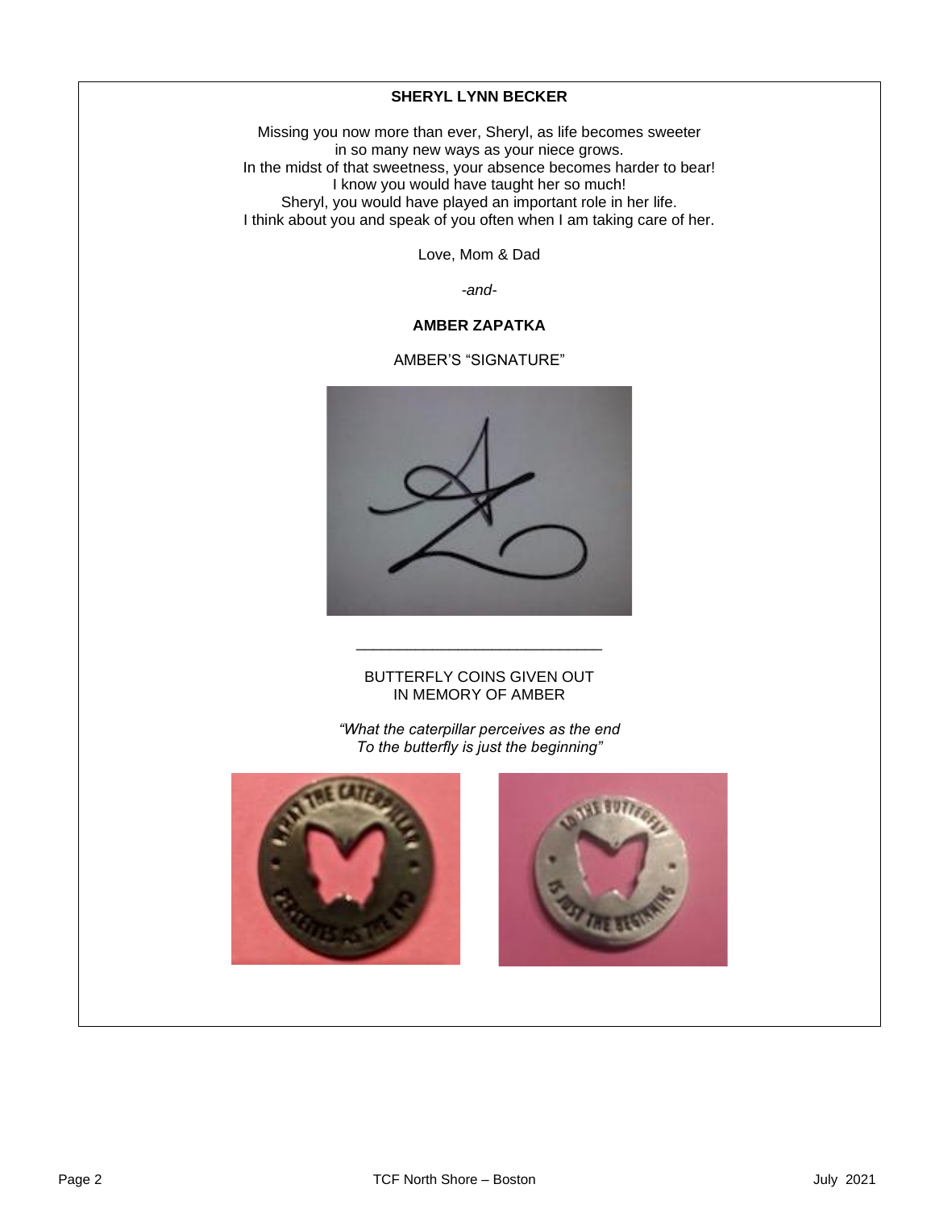**SHERYL LYNN BECKER**

Missing you now more than ever, Sheryl, as life becomes sweeter
in so many new ways as your niece grows.
In the midst of that sweetness, your absence becomes harder to bear!
I know you would have taught her so much!
Sheryl, you would have played an important role in her life.
I think about you and speak of you often when I am taking care of her.

Love, Mom & Dad

*-and-*

**AMBER ZAPATKA**

AMBER'S "SIGNATURE"

---

BUTTERFLY COINS GIVEN OUT
IN MEMORY OF AMBER

*"What the caterpillar perceives as the end*
*To the butterfly is just the beginning"*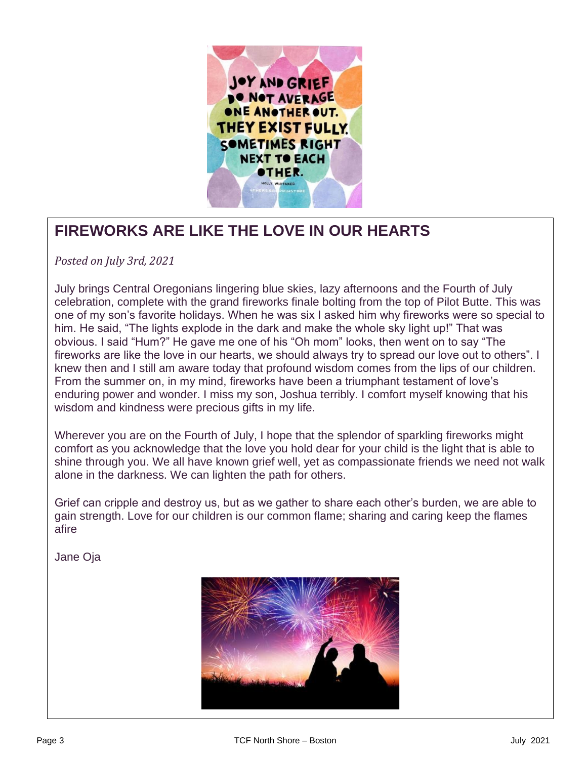JOY AND GRIEF DO NOT AVERAGE ONE ANOTHER OUT. THEY EXIST FULLY. SOMETIMES RIGHT NEXT TO EACH OTHER.

HOLLY WHITAKER

## FIREWORKS ARE LIKE THE LOVE IN OUR HEARTS

*Posted on July 3rd, 2021*

July brings Central Oregonians lingering blue skies, lazy afternoons and the Fourth of July celebration, complete with the grand fireworks finale bolting from the top of Pilot Butte. This was one of my son's favorite holidays. When he was six I asked him why fireworks were so special to him. He said, "The lights explode in the dark and make the whole sky light up!" That was obvious. I said "Hum?" He gave me one of his "Oh mom" looks, then went on to say "The fireworks are like the love in our hearts, we should always try to spread our love out to others". I knew then and I still am aware today that profound wisdom comes from the lips of our children. From the summer on, in my mind, fireworks have been a triumphant testament of love's enduring power and wonder. I miss my son, Joshua terribly. I comfort myself knowing that his wisdom and kindness were precious gifts in my life.

Wherever you are on the Fourth of July, I hope that the splendor of sparkling fireworks might comfort as you acknowledge that the love you hold dear for your child is the light that is able to shine through you. We all have known grief well, yet as compassionate friends we need not walk alone in the darkness. We can lighten the path for others.

Grief can cripple and destroy us, but as we gather to share each other's burden, we are able to gain strength. Love for our children is our common flame; sharing and caring keep the flames afire

Jane Oja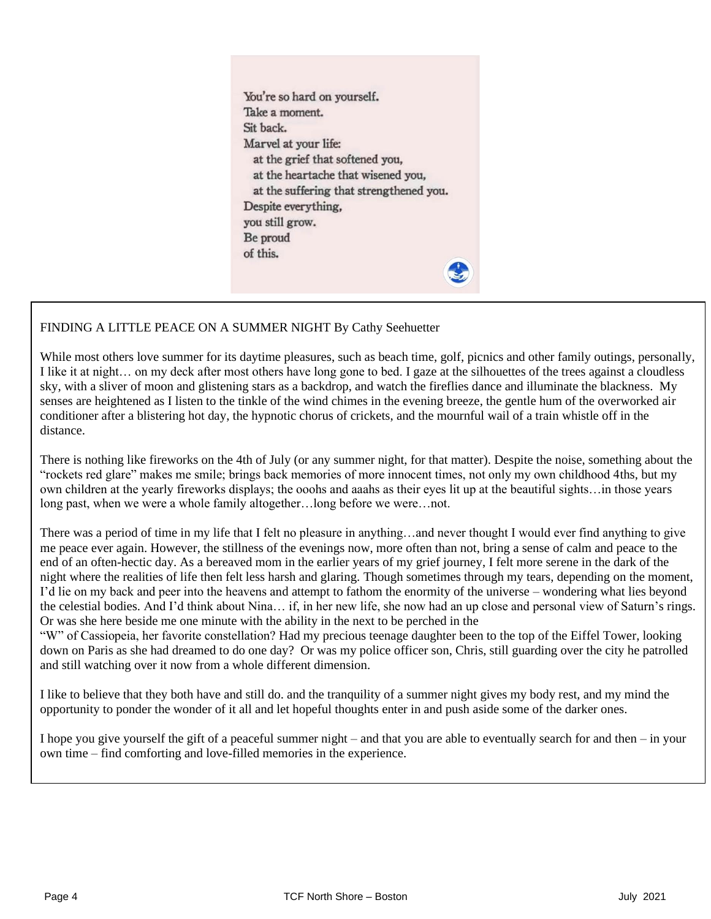You're so hard on yourself.
Take a moment.
Sit back.
Marvel at your life:
  at the grief that softened you,
  at the heartache that wisened you,
  at the suffering that strengthened you.
Despite everything,
you still grow.
Be proud
of this.

FINDING A LITTLE PEACE ON A SUMMER NIGHT By Cathy Seehuetter

While most others love summer for its daytime pleasures, such as beach time, golf, picnics and other family outings, personally, I like it at night… on my deck after most others have long gone to bed. I gaze at the silhouettes of the trees against a cloudless sky, with a sliver of moon and glistening stars as a backdrop, and watch the fireflies dance and illuminate the blackness. My senses are heightened as I listen to the tinkle of the wind chimes in the evening breeze, the gentle hum of the overworked air conditioner after a blistering hot day, the hypnotic chorus of crickets, and the mournful wail of a train whistle off in the distance.

There is nothing like fireworks on the 4th of July (or any summer night, for that matter). Despite the noise, something about the "rockets red glare" makes me smile; brings back memories of more innocent times, not only my own childhood 4ths, but my own children at the yearly fireworks displays; the ooohs and aaahs as their eyes lit up at the beautiful sights…in those years long past, when we were a whole family altogether…long before we were…not.

There was a period of time in my life that I felt no pleasure in anything…and never thought I would ever find anything to give me peace ever again. However, the stillness of the evenings now, more often than not, bring a sense of calm and peace to the end of an often-hectic day. As a bereaved mom in the earlier years of my grief journey, I felt more serene in the dark of the night where the realities of life then felt less harsh and glaring. Though sometimes through my tears, depending on the moment, I'd lie on my back and peer into the heavens and attempt to fathom the enormity of the universe – wondering what lies beyond the celestial bodies. And I'd think about Nina… if, in her new life, she now had an up close and personal view of Saturn's rings. Or was she here beside me one minute with the ability in the next to be perched in the "W" of Cassiopeia, her favorite constellation? Had my precious teenage daughter been to the top of the Eiffel Tower, looking down on Paris as she had dreamed to do one day? Or was my police officer son, Chris, still guarding over the city he patrolled and still watching over it now from a whole different dimension.

I like to believe that they both have and still do. and the tranquility of a summer night gives my body rest, and my mind the opportunity to ponder the wonder of it all and let hopeful thoughts enter in and push aside some of the darker ones.

I hope you give yourself the gift of a peaceful summer night – and that you are able to eventually search for and then – in your own time – find comforting and love-filled memories in the experience.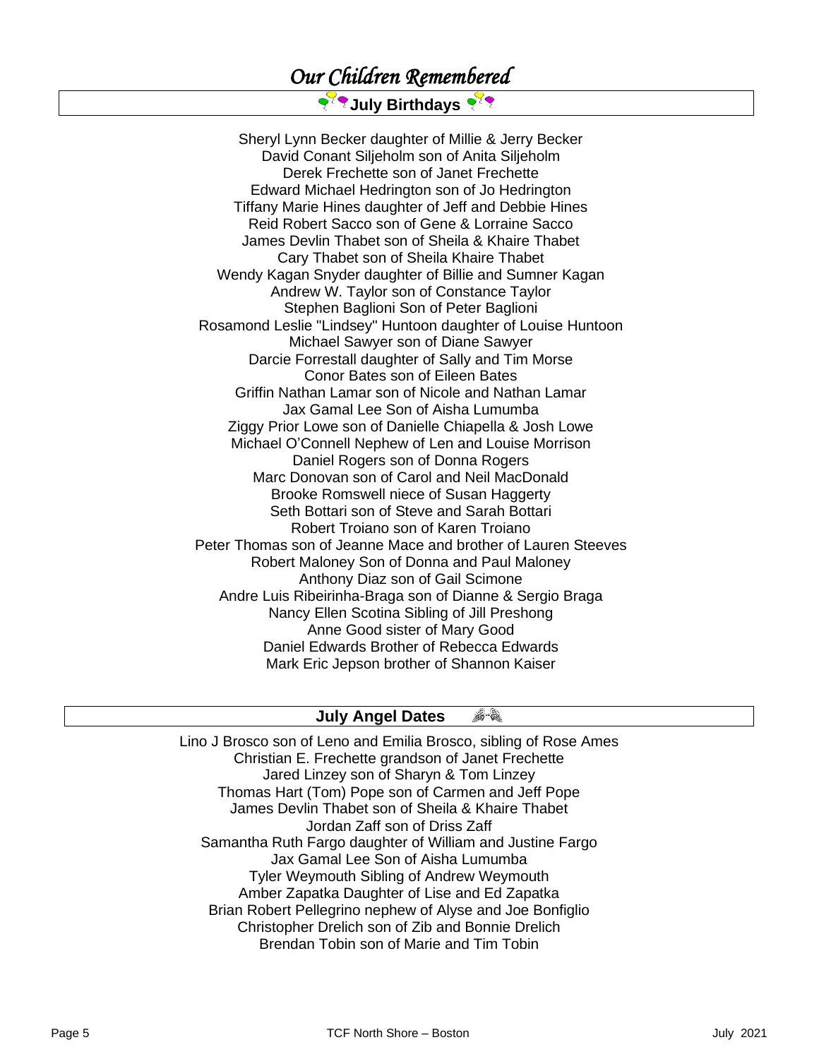# *Our Children Remembered*

## July Birthdays

Sheryl Lynn Becker daughter of Millie & Jerry Becker
David Conant Siljeholm son of Anita Siljeholm
Derek Frechette son of Janet Frechette
Edward Michael Hedrington son of Jo Hedrington
Tiffany Marie Hines daughter of Jeff and Debbie Hines
Reid Robert Sacco son of Gene & Lorraine Sacco
James Devlin Thabet son of Sheila & Khaire Thabet
Cary Thabet son of Sheila Khaire Thabet
Wendy Kagan Snyder daughter of Billie and Sumner Kagan
Andrew W. Taylor son of Constance Taylor
Stephen Baglioni Son of Peter Baglioni
Rosamond Leslie "Lindsey" Huntoon daughter of Louise Huntoon
Michael Sawyer son of Diane Sawyer
Darcie Forrestall daughter of Sally and Tim Morse
Conor Bates son of Eileen Bates
Griffin Nathan Lamar son of Nicole and Nathan Lamar
Jax Gamal Lee Son of Aisha Lumumba
Ziggy Prior Lowe son of Danielle Chiapella & Josh Lowe
Michael O'Connell Nephew of Len and Louise Morrison
Daniel Rogers son of Donna Rogers
Marc Donovan son of Carol and Neil MacDonald
Brooke Romswell niece of Susan Haggerty
Seth Bottari son of Steve and Sarah Bottari
Robert Troiano son of Karen Troiano
Peter Thomas son of Jeanne Mace and brother of Lauren Steeves
Robert Maloney Son of Donna and Paul Maloney
Anthony Diaz son of Gail Scimone
Andre Luis Ribeirinha-Braga son of Dianne & Sergio Braga
Nancy Ellen Scotina Sibling of Jill Preshong
Anne Good sister of Mary Good
Daniel Edwards Brother of Rebecca Edwards
Mark Eric Jepson brother of Shannon Kaiser

## July Angel Dates

Lino J Brosco son of Leno and Emilia Brosco, sibling of Rose Ames
Christian E. Frechette grandson of Janet Frechette
Jared Linzey son of Sharyn & Tom Linzey
Thomas Hart (Tom) Pope son of Carmen and Jeff Pope
James Devlin Thabet son of Sheila & Khaire Thabet
Jordan Zaff son of Driss Zaff
Samantha Ruth Fargo daughter of William and Justine Fargo
Jax Gamal Lee Son of Aisha Lumumba
Tyler Weymouth Sibling of Andrew Weymouth
Amber Zapatka Daughter of Lise and Ed Zapatka
Brian Robert Pellegrino nephew of Alyse and Joe Bonfiglio
Christopher Drelich son of Zib and Bonnie Drelich
Brendan Tobin son of Marie and Tim Tobin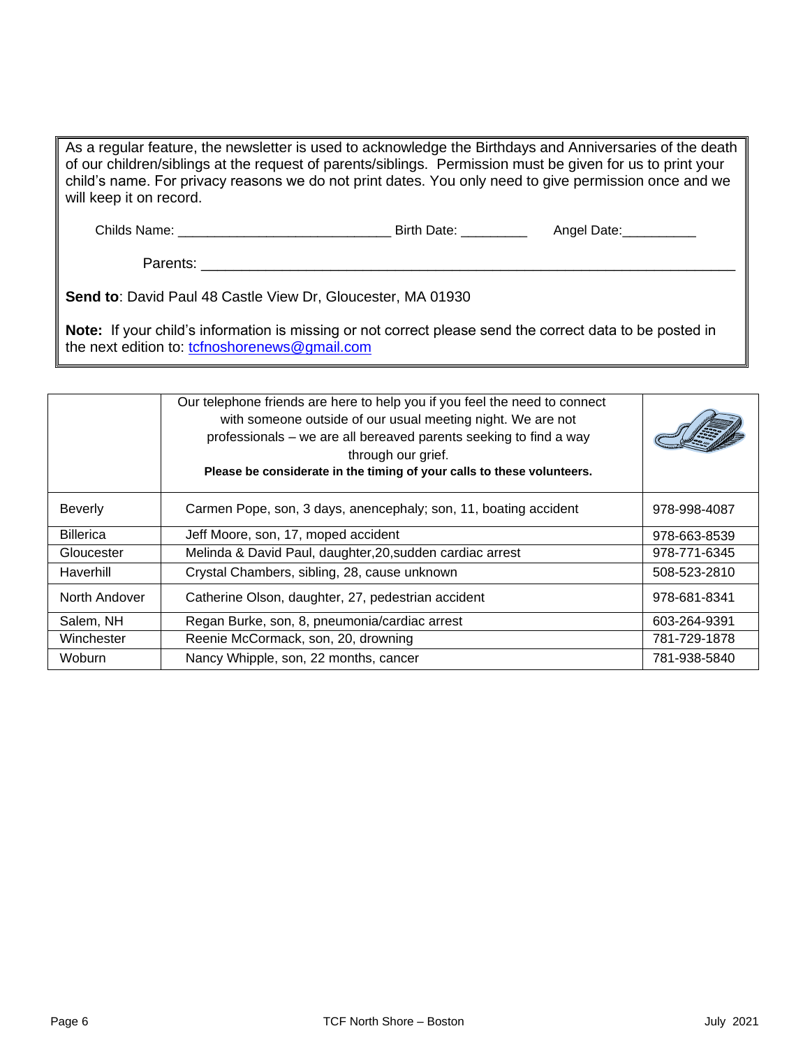As a regular feature, the newsletter is used to acknowledge the Birthdays and Anniversaries of the death of our children/siblings at the request of parents/siblings. Permission must be given for us to print your child's name. For privacy reasons we do not print dates. You only need to give permission once and we will keep it on record.

Childs Name: ____________________________ Birth Date: _________ Angel Date:__________

Parents: ______________________________________________________________________

**Send to**: David Paul 48 Castle View Dr, Gloucester, MA 01930

**Note:** If your child's information is missing or not correct please send the correct data to be posted in the next edition to: tcfnoshorenews@gmail.com

| | Our telephone friends are here to help you if you feel the need to connect with someone outside of our usual meeting night. We are not professionals – we are all bereaved parents seeking to find a way through our grief. **Please be considerate in the timing of your calls to these volunteers.** | |
|---|---|---|
| Beverly | Carmen Pope, son, 3 days, anencephaly; son, 11, boating accident | 978-998-4087 |
| Billerica | Jeff Moore, son, 17, moped accident | 978-663-8539 |
| Gloucester | Melinda & David Paul, daughter,20,sudden cardiac arrest | 978-771-6345 |
| Haverhill | Crystal Chambers, sibling, 28, cause unknown | 508-523-2810 |
| North Andover | Catherine Olson, daughter, 27, pedestrian accident | 978-681-8341 |
| Salem, NH | Regan Burke, son, 8, pneumonia/cardiac arrest | 603-264-9391 |
| Winchester | Reenie McCormack, son, 20, drowning | 781-729-1878 |
| Woburn | Nancy Whipple, son, 22 months, cancer | 781-938-5840 |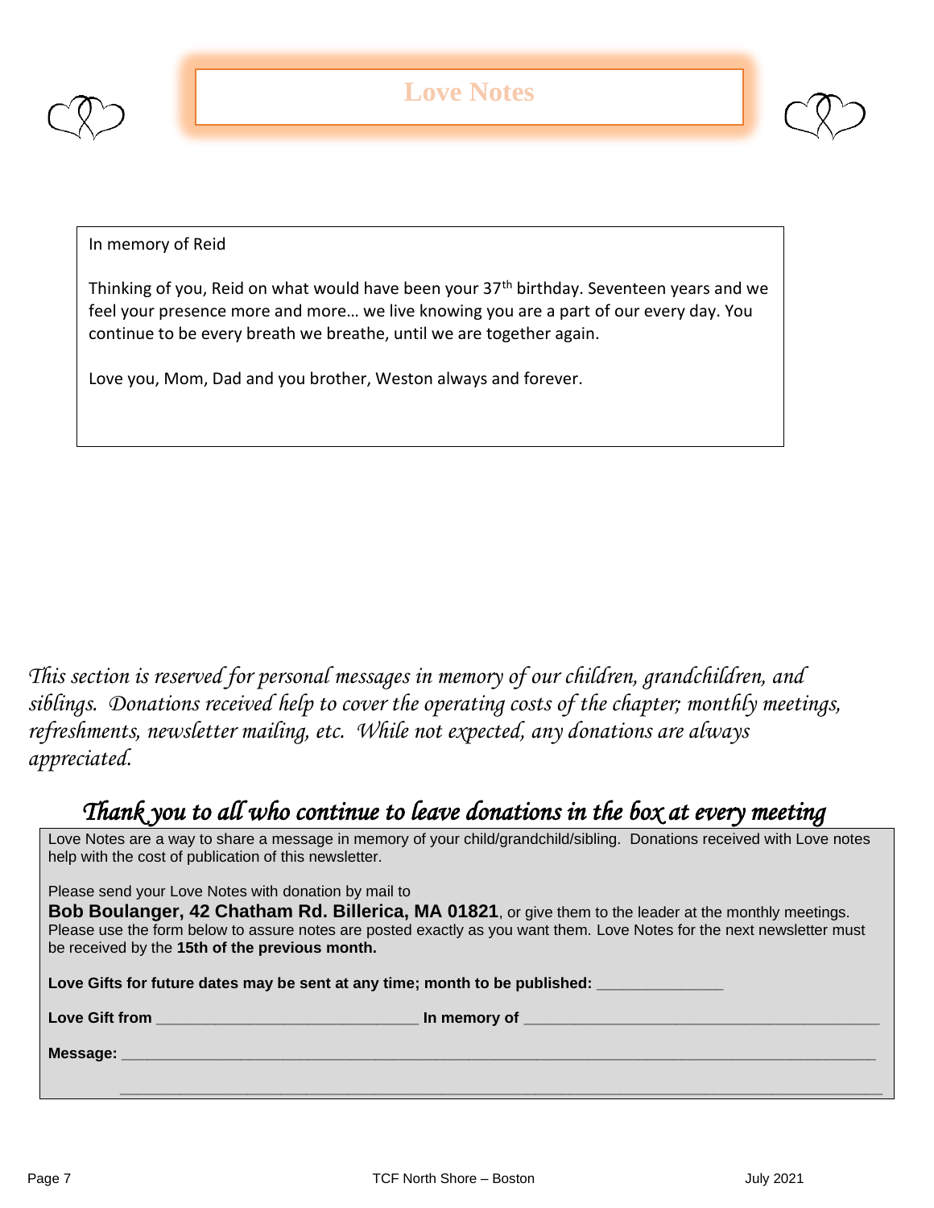# Love Notes

In memory of Reid

Thinking of you, Reid on what would have been your 37th birthday. Seventeen years and we feel your presence more and more… we live knowing you are a part of our every day. You continue to be every breath we breathe, until we are together again.

Love you, Mom, Dad and you brother, Weston always and forever.

*This section is reserved for personal messages in memory of our children, grandchildren, and siblings. Donations received help to cover the operating costs of the chapter; monthly meetings, refreshments, newsletter mailing, etc. While not expected, any donations are always appreciated.*

## *Thank you to all who continue to leave donations in the box at every meeting*

Love Notes are a way to share a message in memory of your child/grandchild/sibling. Donations received with Love notes help with the cost of publication of this newsletter.

Please send your Love Notes with donation by mail to
**Bob Boulanger, 42 Chatham Rd. Billerica, MA 01821**, or give them to the leader at the monthly meetings. Please use the form below to assure notes are posted exactly as you want them. Love Notes for the next newsletter must be received by the **15th of the previous month.**

**Love Gifts for future dates may be sent at any time; month to be published:** _______________

**Love Gift from** _______________________________ **In memory of** __________________________________________

**Message:** ________________________________________________________________________________________

________________________________________________________________________________________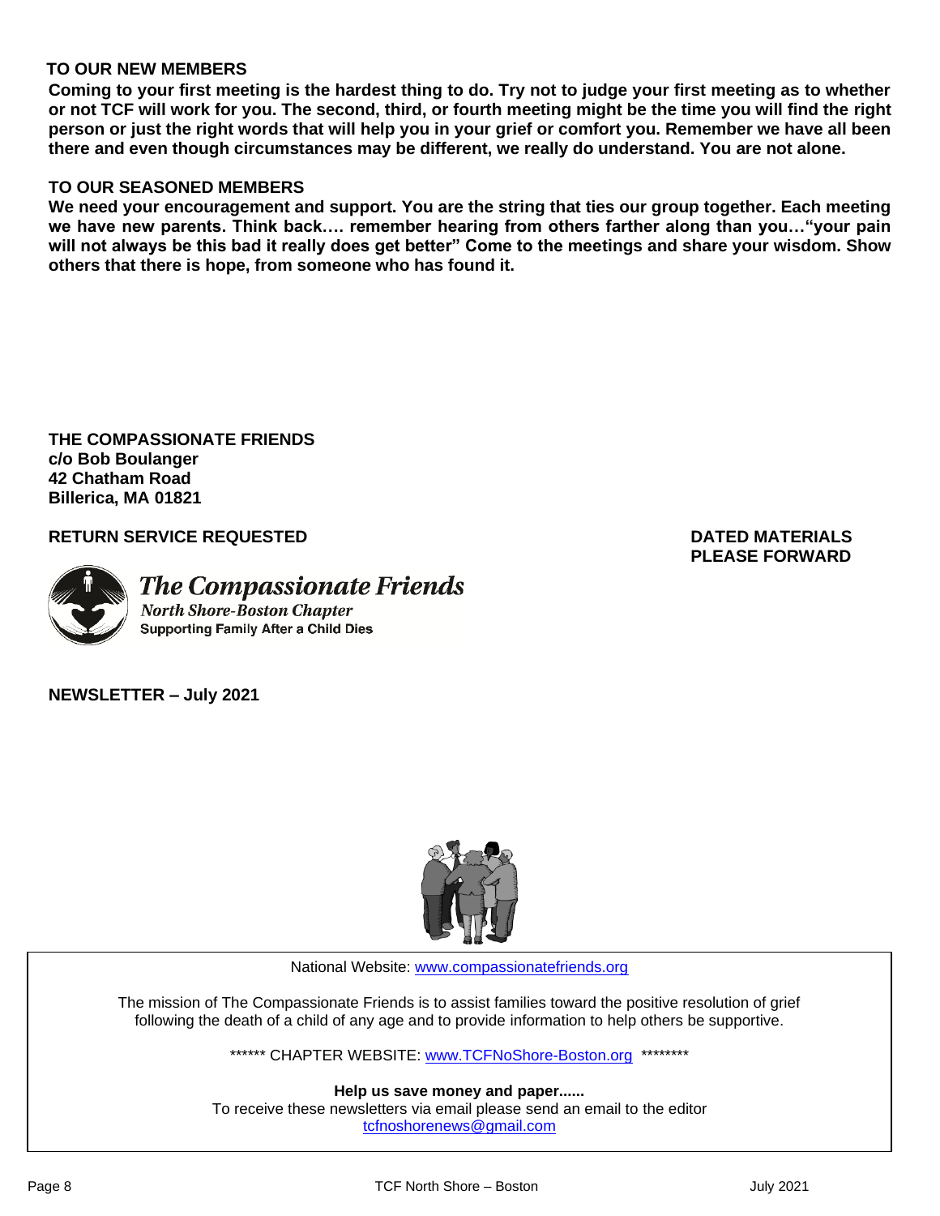## TO OUR NEW MEMBERS

**Coming to your first meeting is the hardest thing to do. Try not to judge your first meeting as to whether or not TCF will work for you. The second, third, or fourth meeting might be the time you will find the right person or just the right words that will help you in your grief or comfort you. Remember we have all been there and even though circumstances may be different, we really do understand. You are not alone.**

## TO OUR SEASONED MEMBERS

**We need your encouragement and support. You are the string that ties our group together. Each meeting we have new parents. Think back…. remember hearing from others farther along than you…"your pain will not always be this bad it really does get better" Come to the meetings and share your wisdom. Show others that there is hope, from someone who has found it.**

**THE COMPASSIONATE FRIENDS**
**c/o Bob Boulanger**
**42 Chatham Road**
**Billerica, MA 01821**

**RETURN SERVICE REQUESTED**

**DATED MATERIALS**
**PLEASE FORWARD**

*The Compassionate Friends*
*North Shore-Boston Chapter*
Supporting Family After a Child Dies

**NEWSLETTER – July 2021**

National Website: www.compassionatefriends.org

The mission of The Compassionate Friends is to assist families toward the positive resolution of grief following the death of a child of any age and to provide information to help others be supportive.

****** CHAPTER WEBSITE: www.TCFNoShore-Boston.org ********

**Help us save money and paper......**
To receive these newsletters via email please send an email to the editor
tcfnoshorenews@gmail.com